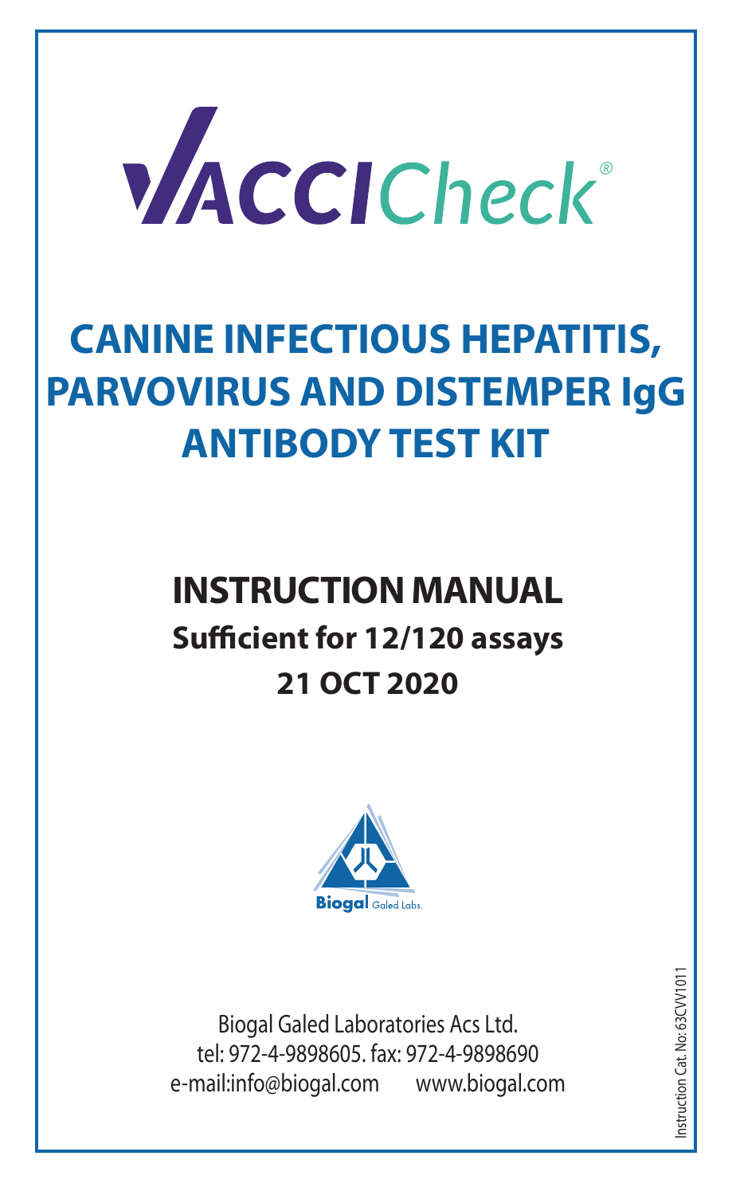# VACCICheck®

# CANINE INFECTIOUS HEPATITIS, PARVOVIRUS AND DISTEMPER IgG ANTIBODY TEST KIT

## INSTRUCTION MANUAL

**Sufficient for 12/120 assays**

**21 OCT 2020**

Biogal Galed Labs.

Biogal Galed Laboratories Acs Ltd.
tel: 972-4-9898605. fax: 972-4-9898690
e-mail:info@biogal.com www.biogal.com

Instruction Cat. No: 63CVV1011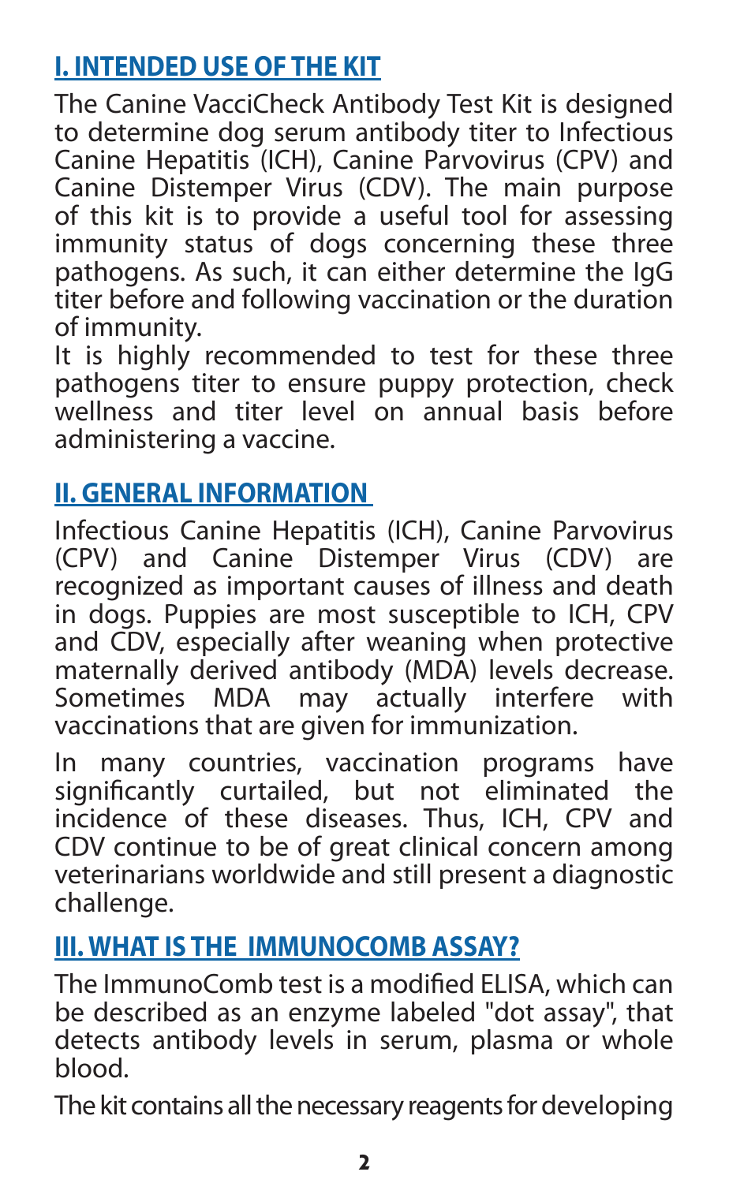## I. INTENDED USE OF THE KIT

The Canine VacciCheck Antibody Test Kit is designed to determine dog serum antibody titer to Infectious Canine Hepatitis (ICH), Canine Parvovirus (CPV) and Canine Distemper Virus (CDV). The main purpose of this kit is to provide a useful tool for assessing immunity status of dogs concerning these three pathogens. As such, it can either determine the IgG titer before and following vaccination or the duration of immunity.
It is highly recommended to test for these three pathogens titer to ensure puppy protection, check wellness and titer level on annual basis before administering a vaccine.

## II. GENERAL INFORMATION

Infectious Canine Hepatitis (ICH), Canine Parvovirus (CPV) and Canine Distemper Virus (CDV) are recognized as important causes of illness and death in dogs. Puppies are most susceptible to ICH, CPV and CDV, especially after weaning when protective maternally derived antibody (MDA) levels decrease. Sometimes MDA may actually interfere with vaccinations that are given for immunization.

In many countries, vaccination programs have significantly curtailed, but not eliminated the incidence of these diseases. Thus, ICH, CPV and CDV continue to be of great clinical concern among veterinarians worldwide and still present a diagnostic challenge.

## III. WHAT IS THE IMMUNOCOMB ASSAY?

The ImmunoComb test is a modified ELISA, which can be described as an enzyme labeled "dot assay", that detects antibody levels in serum, plasma or whole blood.

The kit contains all the necessary reagents for developing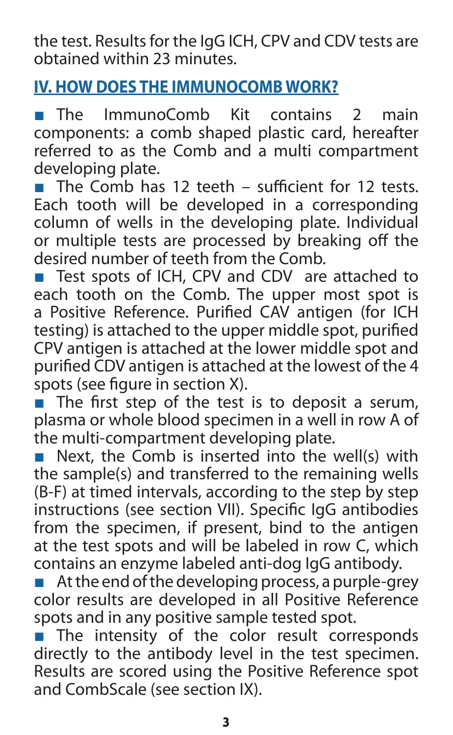the test. Results for the IgG ICH, CPV and CDV tests are obtained within 23 minutes.

## IV. HOW DOES THE IMMUNOCOMB WORK?

- The ImmunoComb Kit contains 2 main components: a comb shaped plastic card, hereafter referred to as the Comb and a multi compartment developing plate.
- The Comb has 12 teeth – sufficient for 12 tests. Each tooth will be developed in a corresponding column of wells in the developing plate. Individual or multiple tests are processed by breaking off the desired number of teeth from the Comb.
- Test spots of ICH, CPV and CDV are attached to each tooth on the Comb. The upper most spot is a Positive Reference. Purified CAV antigen (for ICH testing) is attached to the upper middle spot, purified CPV antigen is attached at the lower middle spot and purified CDV antigen is attached at the lowest of the 4 spots (see figure in section X).
- The first step of the test is to deposit a serum, plasma or whole blood specimen in a well in row A of the multi-compartment developing plate.
- Next, the Comb is inserted into the well(s) with the sample(s) and transferred to the remaining wells (B-F) at timed intervals, according to the step by step instructions (see section VII). Specific IgG antibodies from the specimen, if present, bind to the antigen at the test spots and will be labeled in row C, which contains an enzyme labeled anti-dog IgG antibody.
- At the end of the developing process, a purple-grey color results are developed in all Positive Reference spots and in any positive sample tested spot.
- The intensity of the color result corresponds directly to the antibody level in the test specimen. Results are scored using the Positive Reference spot and CombScale (see section IX).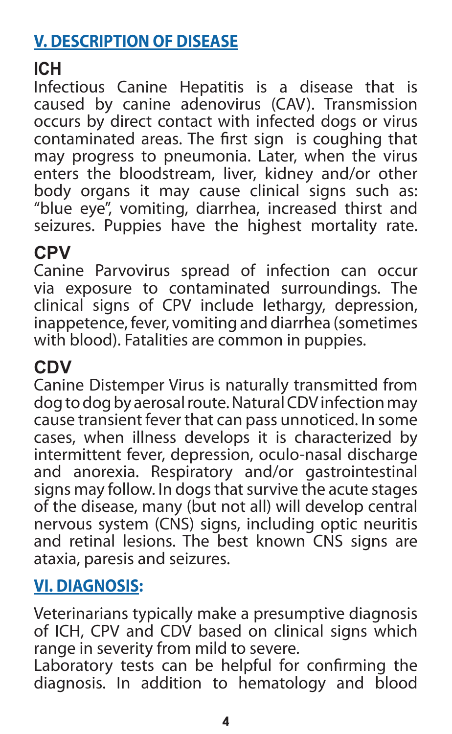## V. DESCRIPTION OF DISEASE

### ICH

Infectious Canine Hepatitis is a disease that is caused by canine adenovirus (CAV). Transmission occurs by direct contact with infected dogs or virus contaminated areas. The first sign is coughing that may progress to pneumonia. Later, when the virus enters the bloodstream, liver, kidney and/or other body organs it may cause clinical signs such as: "blue eye", vomiting, diarrhea, increased thirst and seizures. Puppies have the highest mortality rate.

### CPV

Canine Parvovirus spread of infection can occur via exposure to contaminated surroundings. The clinical signs of CPV include lethargy, depression, inappetence, fever, vomiting and diarrhea (sometimes with blood). Fatalities are common in puppies.

### CDV

Canine Distemper Virus is naturally transmitted from dog to dog by aerosal route. Natural CDV infection may cause transient fever that can pass unnoticed. In some cases, when illness develops it is characterized by intermittent fever, depression, oculo-nasal discharge and anorexia. Respiratory and/or gastrointestinal signs may follow. In dogs that survive the acute stages of the disease, many (but not all) will develop central nervous system (CNS) signs, including optic neuritis and retinal lesions. The best known CNS signs are ataxia, paresis and seizures.

## VI. DIAGNOSIS:

Veterinarians typically make a presumptive diagnosis of ICH, CPV and CDV based on clinical signs which range in severity from mild to severe.

Laboratory tests can be helpful for confirming the diagnosis. In addition to hematology and blood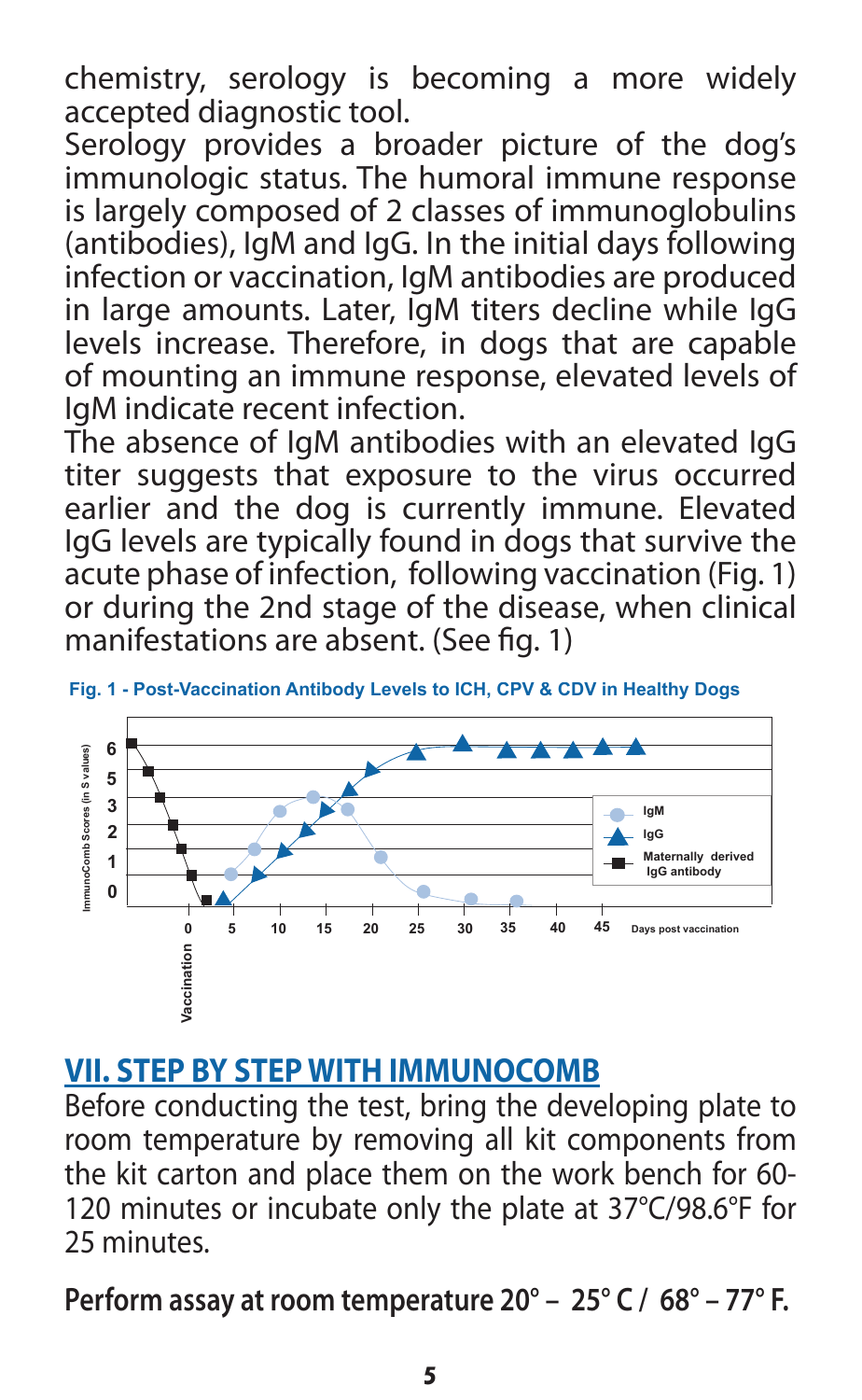chemistry, serology is becoming a more widely accepted diagnostic tool.

Serology provides a broader picture of the dog's immunologic status. The humoral immune response is largely composed of 2 classes of immunoglobulins (antibodies), IgM and IgG. In the initial days following infection or vaccination, IgM antibodies are produced in large amounts. Later, IgM titers decline while IgG levels increase. Therefore, in dogs that are capable of mounting an immune response, elevated levels of IgM indicate recent infection.

The absence of IgM antibodies with an elevated IgG titer suggests that exposure to the virus occurred earlier and the dog is currently immune. Elevated IgG levels are typically found in dogs that survive the acute phase of infection, following vaccination (Fig. 1) or during the 2nd stage of the disease, when clinical manifestations are absent. (See fig. 1)

**Fig. 1 - Post-Vaccination Antibody Levels to ICH, CPV & CDV in Healthy Dogs**

## VII. STEP BY STEP WITH IMMUNOCOMB

Before conducting the test, bring the developing plate to room temperature by removing all kit components from the kit carton and place them on the work bench for 60-120 minutes or incubate only the plate at 37°C/98.6°F for 25 minutes.

**Perform assay at room temperature 20° – 25° C / 68° – 77° F.**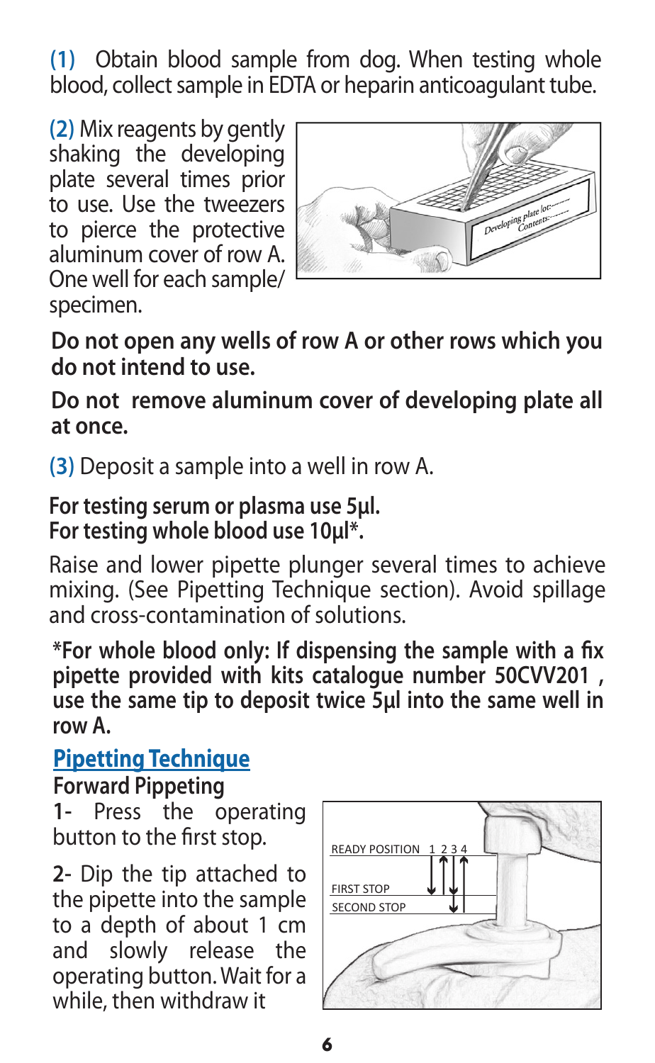**(1)** Obtain blood sample from dog. When testing whole blood, collect sample in EDTA or heparin anticoagulant tube.

**(2)** Mix reagents by gently shaking the developing plate several times prior to use. Use the tweezers to pierce the protective aluminum cover of row A. One well for each sample/specimen.

**Do not open any wells of row A or other rows which you do not intend to use.**

**Do not remove aluminum cover of developing plate all at once.**

**(3)** Deposit a sample into a well in row A.

**For testing serum or plasma use 5µl.**
**For testing whole blood use 10µl*.**

Raise and lower pipette plunger several times to achieve mixing. (See Pipetting Technique section). Avoid spillage and cross-contamination of solutions.

**\*For whole blood only: If dispensing the sample with a fix pipette provided with kits catalogue number 50CVV201 , use the same tip to deposit twice 5µl into the same well in row A.**

## Pipetting Technique

**Forward Pippeting**

**1-** Press the operating button to the first stop.

**2-** Dip the tip attached to the pipette into the sample to a depth of about 1 cm and slowly release the operating button. Wait for a while, then withdraw it

READY POSITION 1 2 3 4

FIRST STOP

SECOND STOP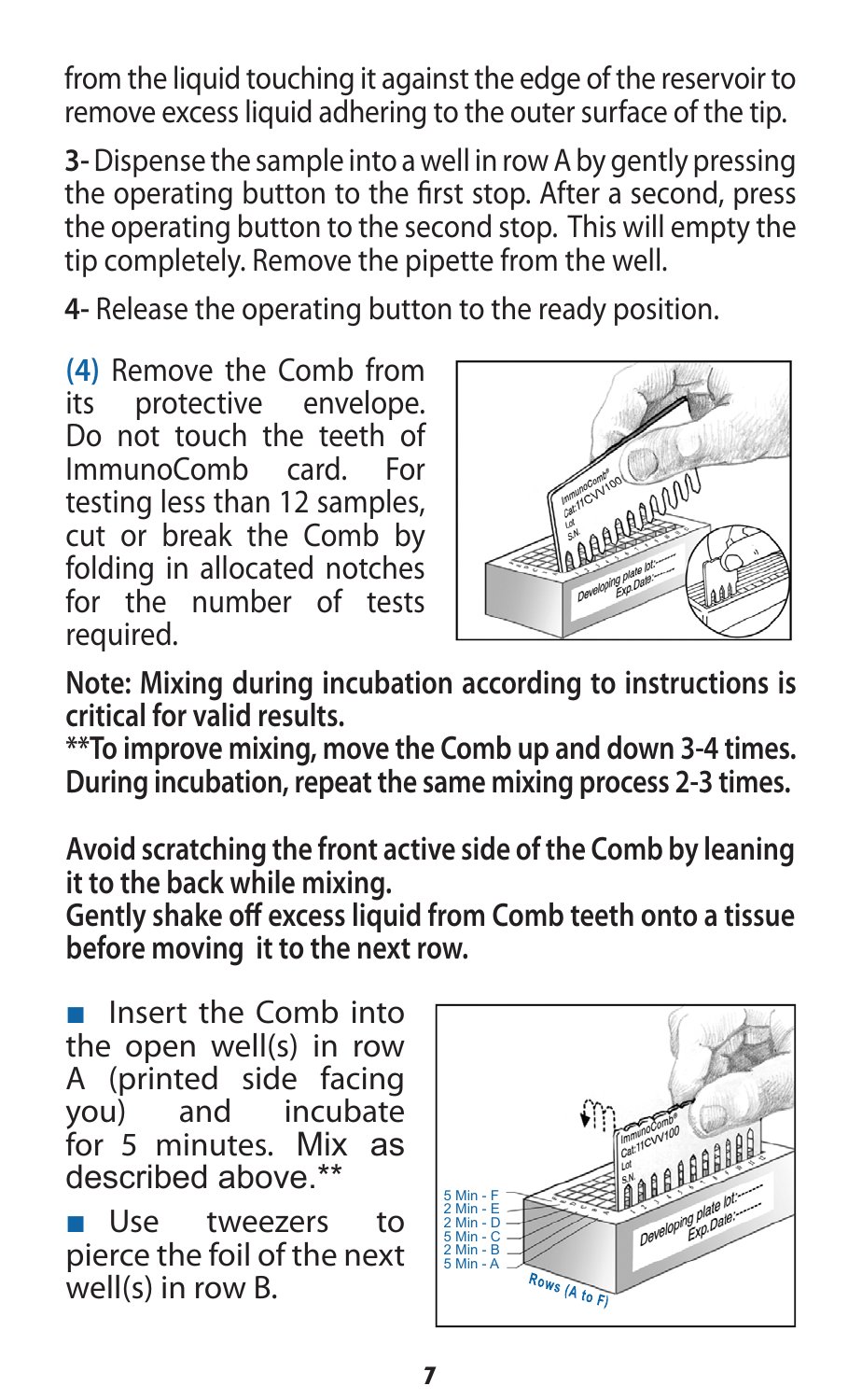from the liquid touching it against the edge of the reservoir to remove excess liquid adhering to the outer surface of the tip.

**3-** Dispense the sample into a well in row A by gently pressing the operating button to the first stop. After a second, press the operating button to the second stop. This will empty the tip completely. Remove the pipette from the well.

**4-** Release the operating button to the ready position.

**(4)** Remove the Comb from its protective envelope. Do not touch the teeth of ImmunoComb card. For testing less than 12 samples, cut or break the Comb by folding in allocated notches for the number of tests required.

**Note: Mixing during incubation according to instructions is critical for valid results.**
**\*\*To improve mixing, move the Comb up and down 3-4 times. During incubation, repeat the same mixing process 2-3 times.**

**Avoid scratching the front active side of the Comb by leaning it to the back while mixing.**
**Gently shake off excess liquid from Comb teeth onto a tissue before moving it to the next row.**

- Insert the Comb into the open well(s) in row A (printed side facing you) and incubate for 5 minutes. Mix as described above.**
- Use tweezers to pierce the foil of the next well(s) in row B.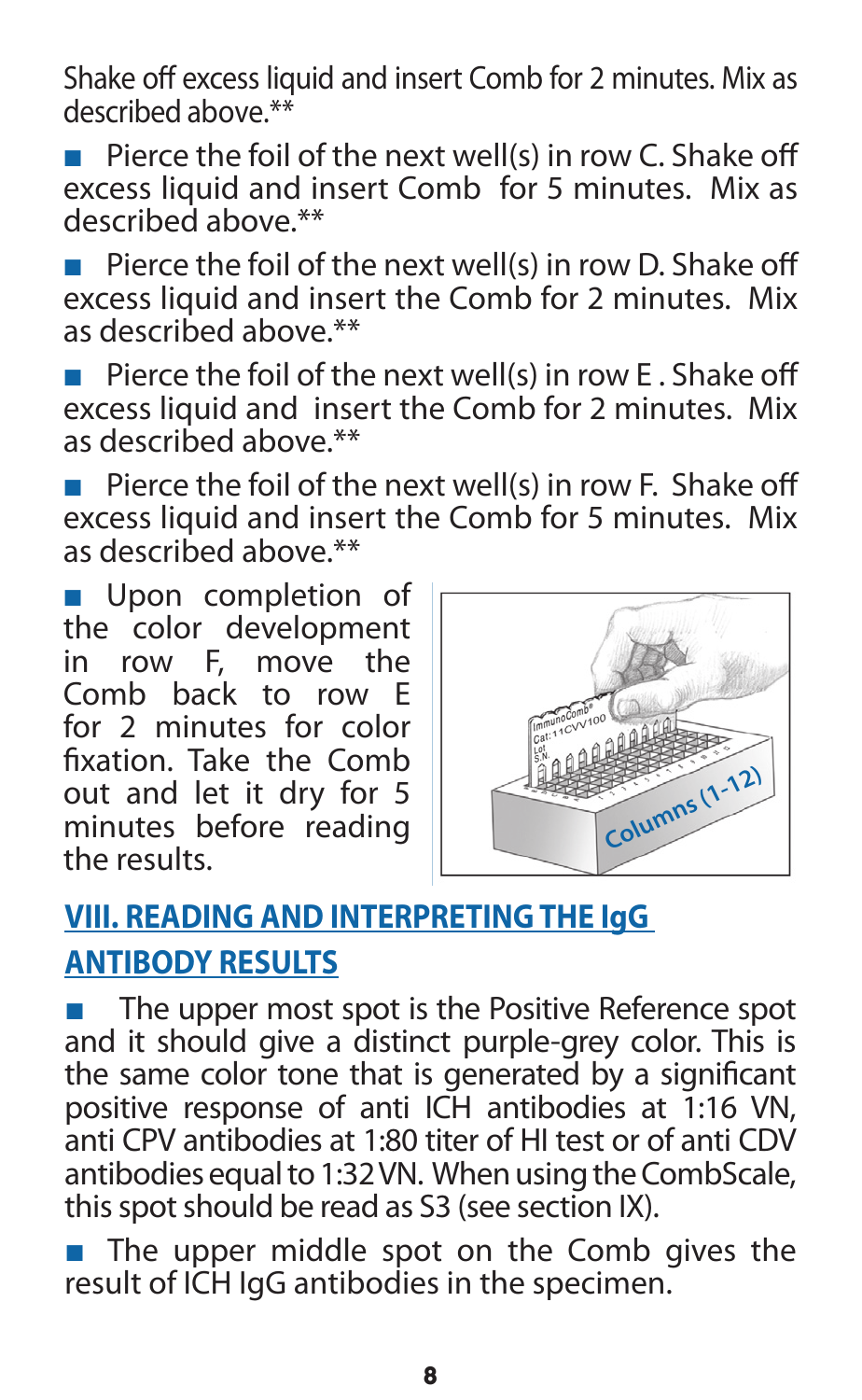Shake off excess liquid and insert Comb for 2 minutes. Mix as described above.**

- Pierce the foil of the next well(s) in row C. Shake off excess liquid and insert Comb for 5 minutes. Mix as described above.**
- Pierce the foil of the next well(s) in row D. Shake off excess liquid and insert the Comb for 2 minutes. Mix as described above.**
- Pierce the foil of the next well(s) in row E . Shake off excess liquid and insert the Comb for 2 minutes. Mix as described above.**
- Pierce the foil of the next well(s) in row F. Shake off excess liquid and insert the Comb for 5 minutes. Mix as described above.**
- Upon completion of the color development in row F, move the Comb back to row E for 2 minutes for color fixation. Take the Comb out and let it dry for 5 minutes before reading the results.

## VIII. READING AND INTERPRETING THE IgG ANTIBODY RESULTS

- The upper most spot is the Positive Reference spot and it should give a distinct purple-grey color. This is the same color tone that is generated by a significant positive response of anti ICH antibodies at 1:16 VN, anti CPV antibodies at 1:80 titer of HI test or of anti CDV antibodies equal to 1:32 VN. When using the CombScale, this spot should be read as S3 (see section IX).
- The upper middle spot on the Comb gives the result of ICH IgG antibodies in the specimen.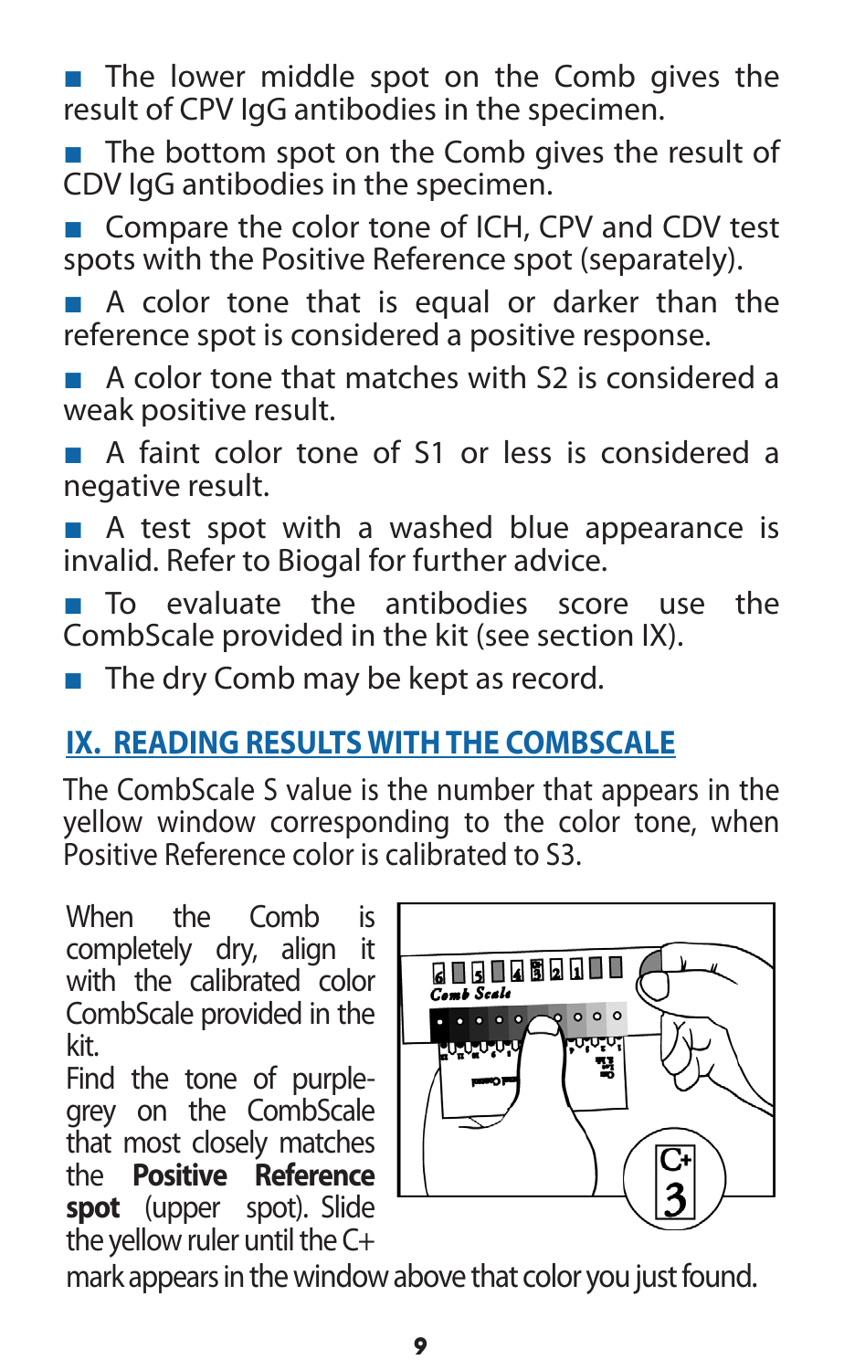- The lower middle spot on the Comb gives the result of CPV IgG antibodies in the specimen.
- The bottom spot on the Comb gives the result of CDV IgG antibodies in the specimen.
- Compare the color tone of ICH, CPV and CDV test spots with the Positive Reference spot (separately).
- A color tone that is equal or darker than the reference spot is considered a positive response.
- A color tone that matches with S2 is considered a weak positive result.
- A faint color tone of S1 or less is considered a negative result.
- A test spot with a washed blue appearance is invalid. Refer to Biogal for further advice.
- To evaluate the antibodies score use the CombScale provided in the kit (see section IX).
- The dry Comb may be kept as record.

## IX. READING RESULTS WITH THE COMBSCALE

The CombScale S value is the number that appears in the yellow window corresponding to the color tone, when Positive Reference color is calibrated to S3.

When the Comb is completely dry, align it with the calibrated color CombScale provided in the kit.

Find the tone of purple-grey on the CombScale that most closely matches the **Positive Reference spot** (upper spot). Slide the yellow ruler until the C+ mark appears in the window above that color you just found.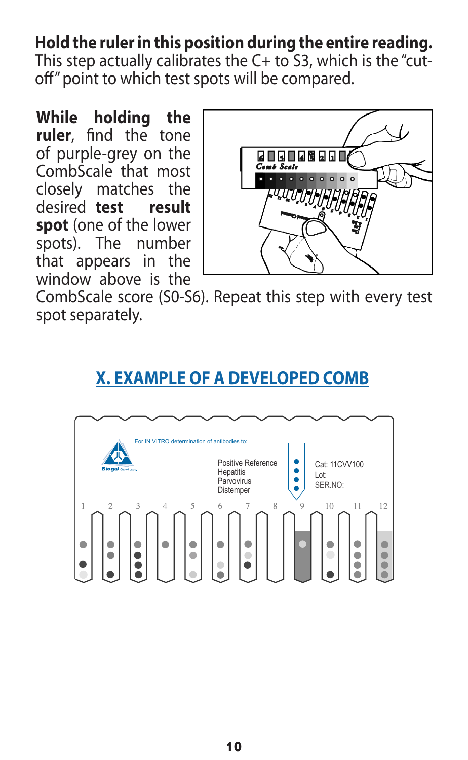**Hold the ruler in this position during the entire reading.** This step actually calibrates the C+ to S3, which is the "cut-off" point to which test spots will be compared.

**While holding the ruler**, find the tone of purple-grey on the CombScale that most closely matches the desired **test result spot** (one of the lower spots). The number that appears in the window above is the CombScale score (S0-S6). Repeat this step with every test spot separately.

## X. EXAMPLE OF A DEVELOPED COMB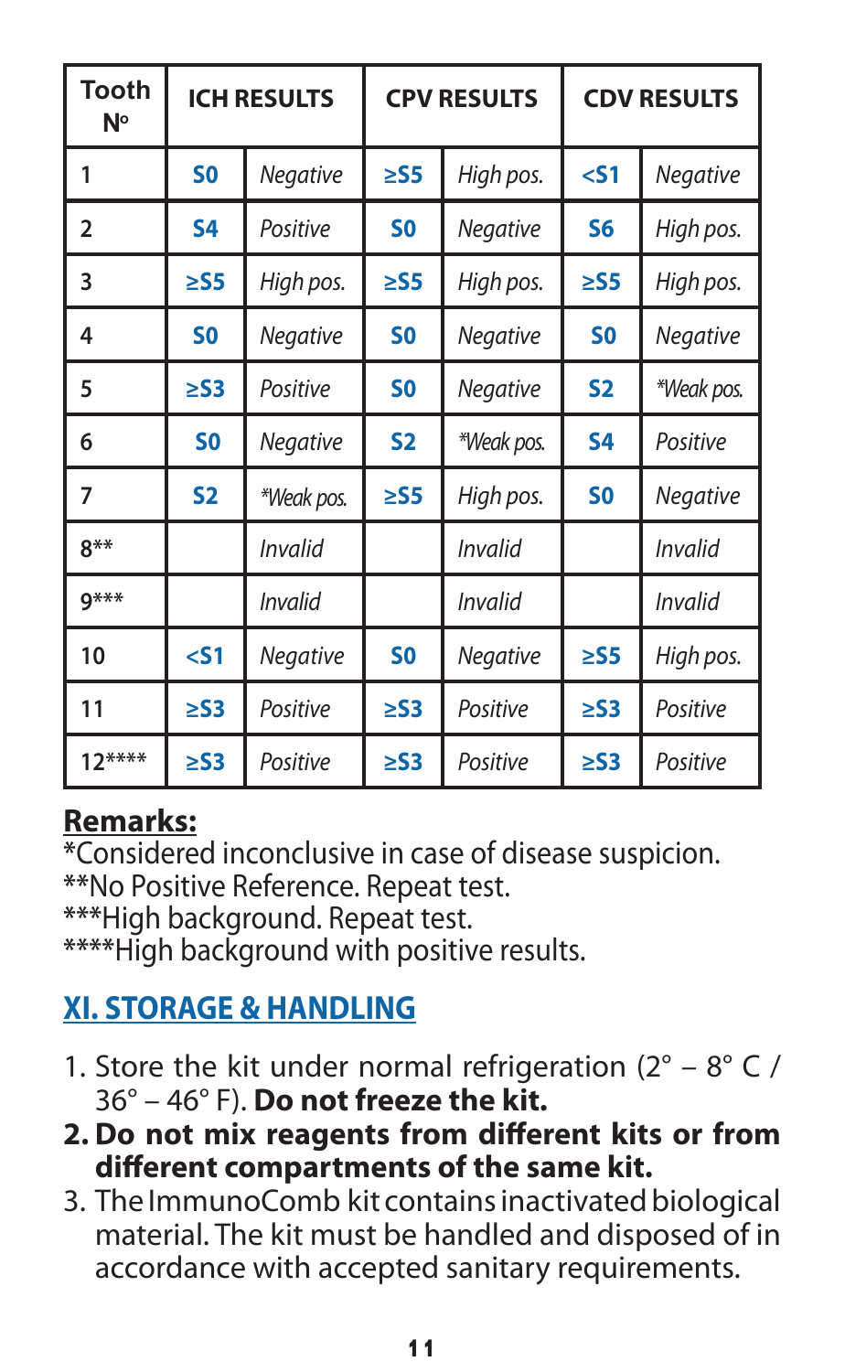| Tooth Nº | ICH RESULTS | | CPV RESULTS | | CDV RESULTS | |
|---|---|---|---|---|---|---|
| 1 | **S0** | *Negative* | **≥S5** | *High pos.* | **<S1** | *Negative* |
| 2 | **S4** | *Positive* | **S0** | *Negative* | **S6** | *High pos.* |
| 3 | **≥S5** | *High pos.* | **≥S5** | *High pos.* | **≥S5** | *High pos.* |
| 4 | **S0** | *Negative* | **S0** | *Negative* | **S0** | *Negative* |
| 5 | **≥S3** | *Positive* | **S0** | *Negative* | **S2** | **Weak pos.* |
| 6 | **S0** | *Negative* | **S2** | **Weak pos.* | **S4** | *Positive* |
| 7 | **S2** | **Weak pos.* | **≥S5** | *High pos.* | **S0** | *Negative* |
| 8** | | *Invalid* | | *Invalid* | | *Invalid* |
| 9*** | | *Invalid* | | *Invalid* | | *Invalid* |
| 10 | **<S1** | *Negative* | **S0** | *Negative* | **≥S5** | *High pos.* |
| 11 | **≥S3** | *Positive* | **≥S3** | *Positive* | **≥S3** | *Positive* |
| 12**** | **≥S3** | *Positive* | **≥S3** | *Positive* | **≥S3** | *Positive* |

**Remarks:**

*Considered inconclusive in case of disease suspicion.

**No Positive Reference. Repeat test.

***High background. Repeat test.

****High background with positive results.

## XI. STORAGE & HANDLING

1. Store the kit under normal refrigeration (2° – 8° C / 36° – 46° F). **Do not freeze the kit.**
2. **Do not mix reagents from different kits or from different compartments of the same kit.**
3. The ImmunoComb kit contains inactivated biological material. The kit must be handled and disposed of in accordance with accepted sanitary requirements.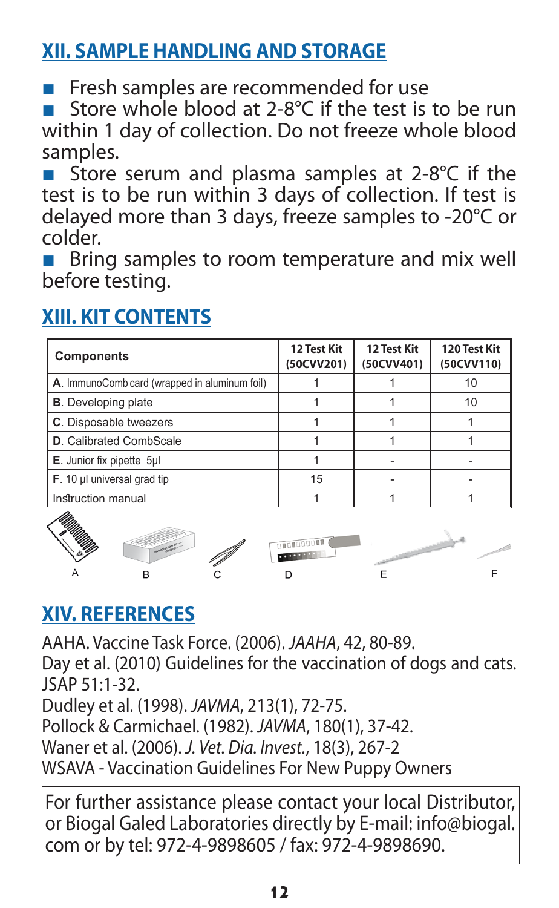## XII. SAMPLE HANDLING AND STORAGE

- Fresh samples are recommended for use
- Store whole blood at 2-8°C if the test is to be run within 1 day of collection. Do not freeze whole blood samples.
- Store serum and plasma samples at 2-8°C if the test is to be run within 3 days of collection. If test is delayed more than 3 days, freeze samples to -20°C or colder.
- Bring samples to room temperature and mix well before testing.

## XIII. KIT CONTENTS

| Components | 12 Test Kit (50CVV201) | 12 Test Kit (50CVV401) | 120 Test Kit (50CVV110) |
|---|---|---|---|
| **A**. ImmunoComb card (wrapped in aluminum foil) | 1 | 1 | 10 |
| **B**. Developing plate | 1 | 1 | 10 |
| **C**. Disposable tweezers | 1 | 1 | 1 |
| **D**. Calibrated CombScale | 1 | 1 | 1 |
| **E**. Junior fix pipette 5µl | 1 | - | - |
| **F**. 10 µl universal grad tip | 15 | - | - |
| Instruction manual | 1 | 1 | 1 |

A B C D E F

## XIV. REFERENCES

AAHA. Vaccine Task Force. (2006). *JAAHA*, 42, 80-89.

Day et al. (2010) Guidelines for the vaccination of dogs and cats. JSAP 51:1-32.

Dudley et al. (1998). *JAVMA*, 213(1), 72-75.

Pollock & Carmichael. (1982). *JAVMA*, 180(1), 37-42.

Waner et al. (2006). *J. Vet. Dia. Invest.*, 18(3), 267-2

WSAVA - Vaccination Guidelines For New Puppy Owners

For further assistance please contact your local Distributor, or Biogal Galed Laboratories directly by E-mail: info@biogal.com or by tel: 972-4-9898605 / fax: 972-4-9898690.